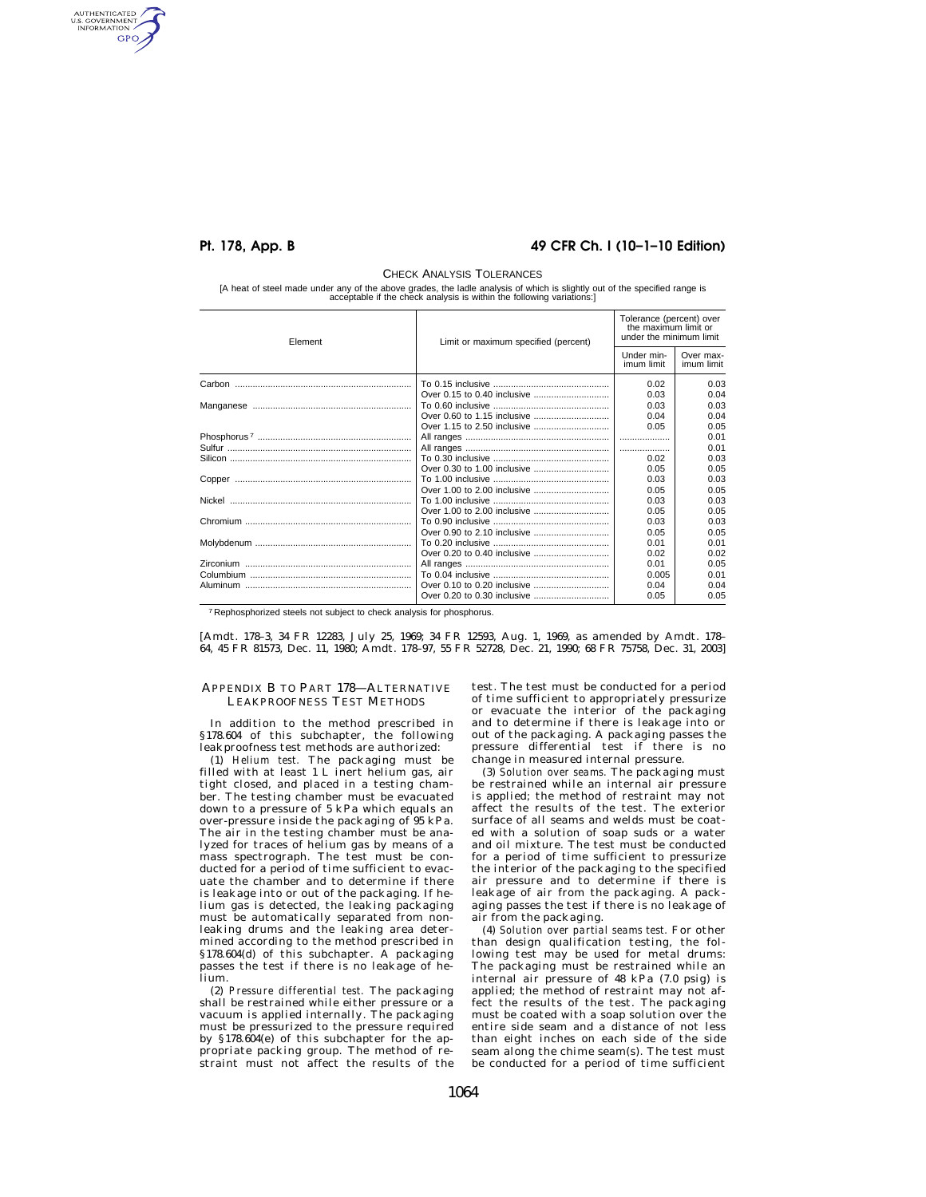CHECK ANALYSIS TOLERANCES

[A heat of steel made under any of the above grades, the ladle analysis of which is slightly out of the specified range is acceptable if the check analysis is within the following variations:]

| Element | Limit or maximum specified (percent) | Tolerance (percent) over the maximum limit or under the minimum limit | |
|---|---|---|---|
| | | Under minimum limit | Over maximum limit |
| Carbon | To 0.15 inclusive | 0.02 | 0.03 |
| | Over 0.15 to 0.40 inclusive | 0.03 | 0.04 |
| Manganese | To 0.60 inclusive | 0.03 | 0.03 |
| | Over 0.60 to 1.15 inclusive | 0.04 | 0.04 |
| | Over 1.15 to 2.50 inclusive | 0.05 | 0.05 |
| Phosphorus [7] | All ranges | ................ | 0.01 |
| Sulfur | All ranges | ................ | 0.01 |
| Silicon | To 0.30 inclusive | 0.02 | 0.03 |
| | Over 0.30 to 1.00 inclusive | 0.05 | 0.05 |
| Copper | To 1.00 inclusive | 0.03 | 0.03 |
| | Over 1.00 to 2.00 inclusive | 0.05 | 0.05 |
| Nickel | To 1.00 inclusive | 0.03 | 0.03 |
| | Over 1.00 to 2.00 inclusive | 0.05 | 0.05 |
| Chromium | To 0.90 inclusive | 0.03 | 0.03 |
| | Over 0.90 to 2.10 inclusive | 0.05 | 0.05 |
| Molybdenum | To 0.20 inclusive | 0.01 | 0.01 |
| | Over 0.20 to 0.40 inclusive | 0.02 | 0.02 |
| Zirconium | All ranges | 0.01 | 0.05 |
| Columbium | To 0.04 inclusive | 0.005 | 0.01 |
| Aluminum | Over 0.10 to 0.20 inclusive | 0.04 | 0.04 |
| | Over 0.20 to 0.30 inclusive | 0.05 | 0.05 |

[7] Rephosphorized steels not subject to check analysis for phosphorus.

[Amdt. 178–3, 34 FR 12283, July 25, 1969; 34 FR 12593, Aug. 1, 1969, as amended by Amdt. 178–64, 45 FR 81573, Dec. 11, 1980; Amdt. 178–97, 55 FR 52728, Dec. 21, 1990; 68 FR 75758, Dec. 31, 2003]

## APPENDIX B TO PART 178—ALTERNATIVE LEAKPROOFNESS TEST METHODS

In addition to the method prescribed in §178.604 of this subchapter, the following leakproofness test methods are authorized:

(1) *Helium test.* The packaging must be filled with at least 1 L inert helium gas, air tight closed, and placed in a testing chamber. The testing chamber must be evacuated down to a pressure of 5 kPa which equals an over-pressure inside the packaging of 95 kPa. The air in the testing chamber must be analyzed for traces of helium gas by means of a mass spectrograph. The test must be conducted for a period of time sufficient to evacuate the chamber and to determine if there is leakage into or out of the packaging. If helium gas is detected, the leaking packaging must be automatically separated from non-leaking drums and the leaking area determined according to the method prescribed in §178.604(d) of this subchapter. A packaging passes the test if there is no leakage of helium.

(2) *Pressure differential test.* The packaging shall be restrained while either pressure or a vacuum is applied internally. The packaging must be pressurized to the pressure required by §178.604(e) of this subchapter for the appropriate packing group. The method of restraint must not affect the results of the test. The test must be conducted for a period of time sufficient to appropriately pressurize or evacuate the interior of the packaging and to determine if there is leakage into or out of the packaging. A packaging passes the pressure differential test if there is no change in measured internal pressure.

(3) *Solution over seams.* The packaging must be restrained while an internal air pressure is applied; the method of restraint may not affect the results of the test. The exterior surface of all seams and welds must be coated with a solution of soap suds or a water and oil mixture. The test must be conducted for a period of time sufficient to pressurize the interior of the packaging to the specified air pressure and to determine if there is leakage of air from the packaging. A packaging passes the test if there is no leakage of air from the packaging.

(4) *Solution over partial seams test.* For other than design qualification testing, the following test may be used for metal drums: The packaging must be restrained while an internal air pressure of 48 kPa (7.0 psig) is applied; the method of restraint may not affect the results of the test. The packaging must be coated with a soap solution over the entire side seam and a distance of not less than eight inches on each side of the side seam along the chime seam(s). The test must be conducted for a period of time sufficient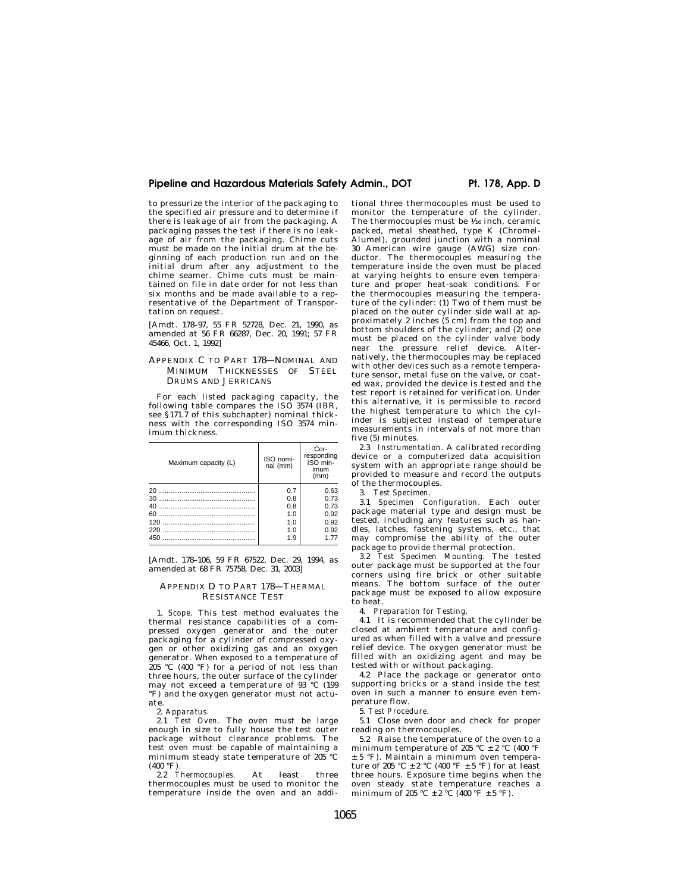to pressurize the interior of the packaging to the specified air pressure and to determine if there is leakage of air from the packaging. A packaging passes the test if there is no leakage of air from the packaging. Chime cuts must be made on the initial drum at the beginning of each production run and on the initial drum after any adjustment to the chime seamer. Chime cuts must be maintained on file in date order for not less than six months and be made available to a representative of the Department of Transportation on request.

[Amdt. 178–97, 55 FR 52728, Dec. 21, 1990, as amended at 56 FR 66287, Dec. 20, 1991; 57 FR 45466, Oct. 1, 1992]

## APPENDIX C TO PART 178—NOMINAL AND MINIMUM THICKNESSES OF STEEL DRUMS AND JERRICANS

For each listed packaging capacity, the following table compares the ISO 3574 (IBR, see §171.7 of this subchapter) nominal thickness with the corresponding ISO 3574 minimum thickness.

| Maximum capacity (L) | ISO nominal (mm) | Corresponding ISO minimum (mm) |
|---|---|---|
| 20 | 0.7 | 0.63 |
| 30 | 0.8 | 0.73 |
| 40 | 0.8 | 0.73 |
| 60 | 1.0 | 0.92 |
| 120 | 1.0 | 0.92 |
| 220 | 1.0 | 0.92 |
| 450 | 1.9 | 1.77 |

[Amdt. 178–106, 59 FR 67522, Dec. 29, 1994, as amended at 68 FR 75758, Dec. 31, 2003]

## APPENDIX D TO PART 178—THERMAL RESISTANCE TEST

1. *Scope.* This test method evaluates the thermal resistance capabilities of a compressed oxygen generator and the outer packaging for a cylinder of compressed oxygen or other oxidizing gas and an oxygen generator. When exposed to a temperature of 205 °C (400 °F) for a period of not less than three hours, the outer surface of the cylinder may not exceed a temperature of 93 °C (199 °F) and the oxygen generator must not actuate.

2. *Apparatus.*

2.1 *Test Oven.* The oven must be large enough in size to fully house the test outer package without clearance problems. The test oven must be capable of maintaining a minimum steady state temperature of 205 °C (400 °F).

2.2 *Thermocouples.* At least three thermocouples must be used to monitor the temperature inside the oven and an additional three thermocouples must be used to monitor the temperature of the cylinder. The thermocouples must be 1/16 inch, ceramic packed, metal sheathed, type K (Chromel-Alumel), grounded junction with a nominal 30 American wire gauge (AWG) size conductor. The thermocouples measuring the temperature inside the oven must be placed at varying heights to ensure even temperature and proper heat-soak conditions. For the thermocouples measuring the temperature of the cylinder: (1) Two of them must be placed on the outer cylinder side wall at approximately 2 inches (5 cm) from the top and bottom shoulders of the cylinder; and (2) one must be placed on the cylinder valve body near the pressure relief device. Alternatively, the thermocouples may be replaced with other devices such as a remote temperature sensor, metal fuse on the valve, or coated wax, provided the device is tested and the test report is retained for verification. Under this alternative, it is permissible to record the highest temperature to which the cylinder is subjected instead of temperature measurements in intervals of not more than five (5) minutes.

2.3 *Instrumentation.* A calibrated recording device or a computerized data acquisition system with an appropriate range should be provided to measure and record the outputs of the thermocouples.

3. *Test Specimen.*

3.1 *Specimen Configuration.* Each outer package material type and design must be tested, including any features such as handles, latches, fastening systems, etc., that may compromise the ability of the outer package to provide thermal protection.

3.2 *Test Specimen Mounting.* The tested outer package must be supported at the four corners using fire brick or other suitable means. The bottom surface of the outer package must be exposed to allow exposure to heat.

4. *Preparation for Testing.*

4.1 It is recommended that the cylinder be closed at ambient temperature and configured as when filled with a valve and pressure relief device. The oxygen generator must be filled with an oxidizing agent and may be tested with or without packaging.

4.2 Place the package or generator onto supporting bricks or a stand inside the test oven in such a manner to ensure even temperature flow.

5. *Test Procedure.*

5.1 Close oven door and check for proper reading on thermocouples.

5.2 Raise the temperature of the oven to a minimum temperature of 205 °C ± 2 °C (400 °F ± 5 °F). Maintain a minimum oven temperature of 205 °C ± 2 °C (400 °F ± 5 °F) for at least three hours. Exposure time begins when the oven steady state temperature reaches a minimum of 205 °C ± 2 °C (400 °F ± 5 °F).